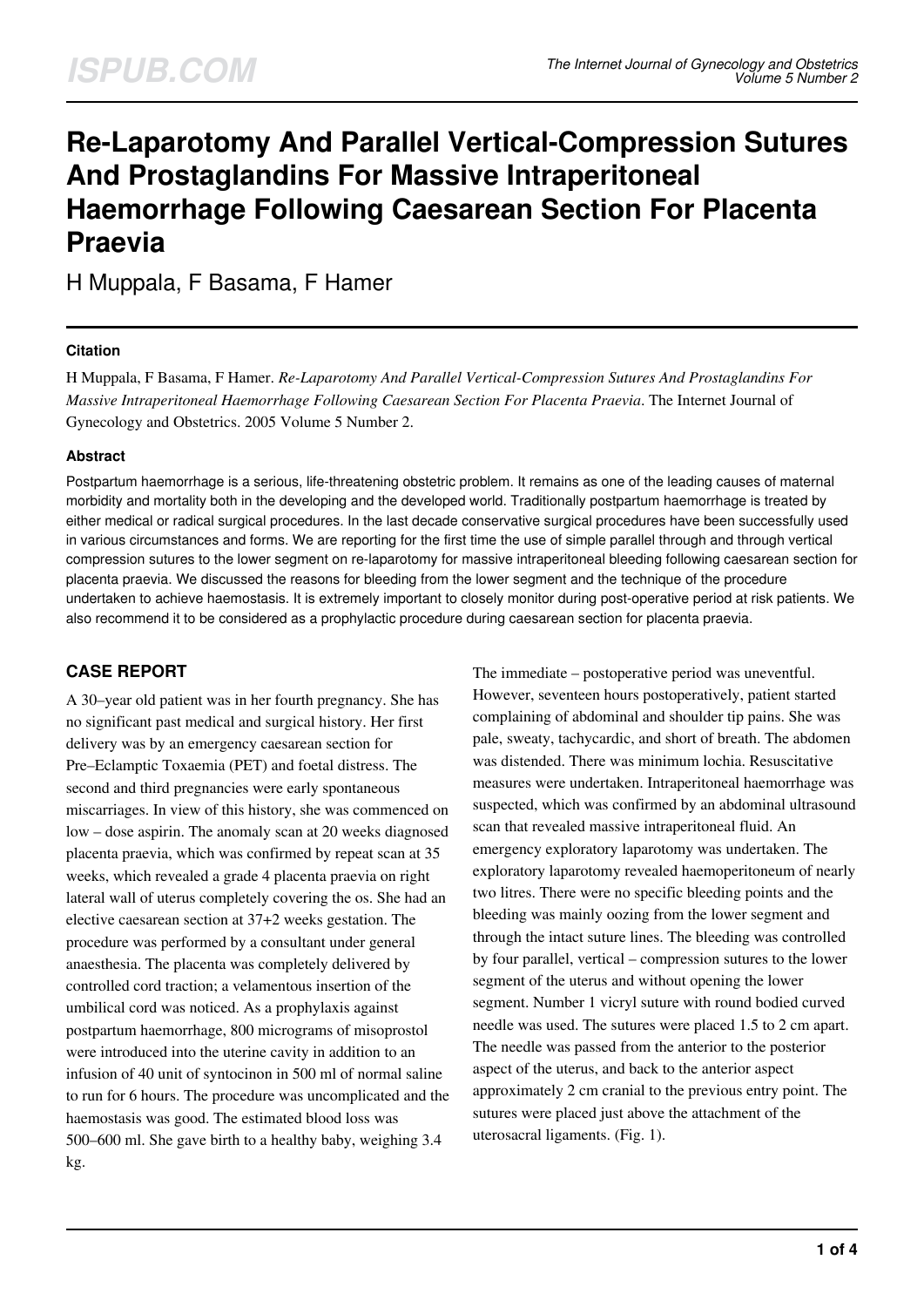# Re-Laparotomy And Parallel Vertical-Compression Sutures And Prostaglandins For Massive Intraperitoneal Haemorrhage Following Caesarean Section For Placenta Praevia

H Muppala, F Basama, F Hamer

### Citation

H Muppala, F Basama, F Hamer. *Re-Laparotomy And Parallel Vertical-Compression Sutures And Prostaglandins For Massive Intraperitoneal Haemorrhage Following Caesarean Section For Placenta Praevia*. The Internet Journal of Gynecology and Obstetrics. 2005 Volume 5 Number 2.

### Abstract

Postpartum haemorrhage is a serious, life-threatening obstetric problem. It remains as one of the leading causes of maternal morbidity and mortality both in the developing and the developed world. Traditionally postpartum haemorrhage is treated by either medical or radical surgical procedures. In the last decade conservative surgical procedures have been successfully used in various circumstances and forms. We are reporting for the first time the use of simple parallel through and through vertical compression sutures to the lower segment on re-laparotomy for massive intraperitoneal bleeding following caesarean section for placenta praevia. We discussed the reasons for bleeding from the lower segment and the technique of the procedure undertaken to achieve haemostasis. It is extremely important to closely monitor during post-operative period at risk patients. We also recommend it to be considered as a prophylactic procedure during caesarean section for placenta praevia.

## CASE REPORT

A 30–year old patient was in her fourth pregnancy. She has no significant past medical and surgical history. Her first delivery was by an emergency caesarean section for Pre–Eclamptic Toxaemia (PET) and foetal distress. The second and third pregnancies were early spontaneous miscarriages. In view of this history, she was commenced on low – dose aspirin. The anomaly scan at 20 weeks diagnosed placenta praevia, which was confirmed by repeat scan at 35 weeks, which revealed a grade 4 placenta praevia on right lateral wall of uterus completely covering the os. She had an elective caesarean section at 37+2 weeks gestation. The procedure was performed by a consultant under general anaesthesia. The placenta was completely delivered by controlled cord traction; a velamentous insertion of the umbilical cord was noticed. As a prophylaxis against postpartum haemorrhage, 800 micrograms of misoprostol were introduced into the uterine cavity in addition to an infusion of 40 unit of syntocinon in 500 ml of normal saline to run for 6 hours. The procedure was uncomplicated and the haemostasis was good. The estimated blood loss was 500–600 ml. She gave birth to a healthy baby, weighing 3.4 kg.

The immediate – postoperative period was uneventful. However, seventeen hours postoperatively, patient started complaining of abdominal and shoulder tip pains. She was pale, sweaty, tachycardic, and short of breath. The abdomen was distended. There was minimum lochia. Resuscitative measures were undertaken. Intraperitoneal haemorrhage was suspected, which was confirmed by an abdominal ultrasound scan that revealed massive intraperitoneal fluid. An emergency exploratory laparotomy was undertaken. The exploratory laparotomy revealed haemoperitoneum of nearly two litres. There were no specific bleeding points and the bleeding was mainly oozing from the lower segment and through the intact suture lines. The bleeding was controlled by four parallel, vertical – compression sutures to the lower segment of the uterus and without opening the lower segment. Number 1 vicryl suture with round bodied curved needle was used. The sutures were placed 1.5 to 2 cm apart. The needle was passed from the anterior to the posterior aspect of the uterus, and back to the anterior aspect approximately 2 cm cranial to the previous entry point. The sutures were placed just above the attachment of the uterosacral ligaments. (Fig. 1).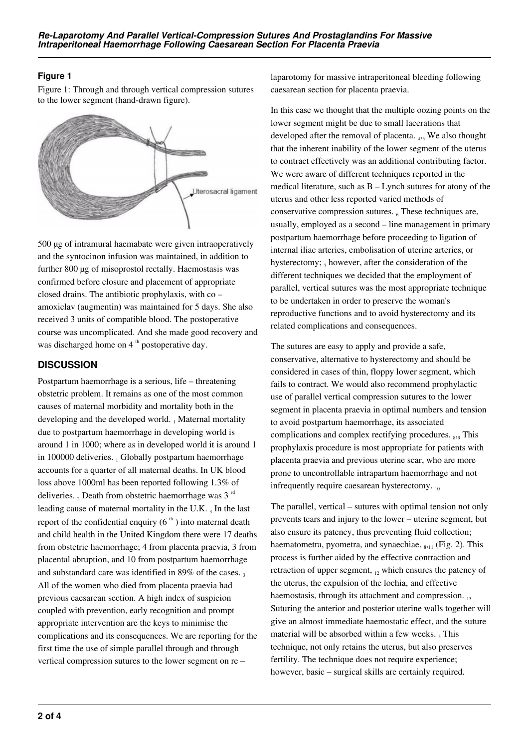### Figure 1

Figure 1: Through and through vertical compression sutures to the lower segment (hand-drawn figure).

500 µg of intramural haemabate were given intraoperatively and the syntocinon infusion was maintained, in addition to further 800 µg of misoprostol rectally. Haemostasis was confirmed before closure and placement of appropriate closed drains. The antibiotic prophylaxis, with co – amoxiclav (augmentin) was maintained for 5 days. She also received 3 units of compatible blood. The postoperative course was uncomplicated. And she made good recovery and was discharged home on 4 th postoperative day.

## DISCUSSION

Postpartum haemorrhage is a serious, life – threatening obstetric problem. It remains as one of the most common causes of maternal morbidity and mortality both in the developing and the developed world. [1] Maternal mortality due to postpartum haemorrhage in developing world is around 1 in 1000; where as in developed world it is around 1 in 100000 deliveries. [1] Globally postpartum haemorrhage accounts for a quarter of all maternal deaths. In UK blood loss above 1000ml has been reported following 1.3% of deliveries. [2] Death from obstetric haemorrhage was 3 rd leading cause of maternal mortality in the U.K. [3] In the last report of the confidential enquiry (6 th ) into maternal death and child health in the United Kingdom there were 17 deaths from obstetric haemorrhage; 4 from placenta praevia, 3 from placental abruption, and 10 from postpartum haemorrhage and substandard care was identified in 89% of the cases. [3] All of the women who died from placenta praevia had previous caesarean section. A high index of suspicion coupled with prevention, early recognition and prompt appropriate intervention are the keys to minimise the complications and its consequences. We are reporting for the first time the use of simple parallel through and through vertical compression sutures to the lower segment on re – laparotomy for massive intraperitoneal bleeding following caesarean section for placenta praevia.

In this case we thought that the multiple oozing points on the lower segment might be due to small lacerations that developed after the removal of placenta. [4,5] We also thought that the inherent inability of the lower segment of the uterus to contract effectively was an additional contributing factor. We were aware of different techniques reported in the medical literature, such as B – Lynch sutures for atony of the uterus and other less reported varied methods of conservative compression sutures. [6] These techniques are, usually, employed as a second – line management in primary postpartum haemorrhage before proceeding to ligation of internal iliac arteries, embolisation of uterine arteries, or hysterectomy; [7] however, after the consideration of the different techniques we decided that the employment of parallel, vertical sutures was the most appropriate technique to be undertaken in order to preserve the woman's reproductive functions and to avoid hysterectomy and its related complications and consequences.

The sutures are easy to apply and provide a safe, conservative, alternative to hysterectomy and should be considered in cases of thin, floppy lower segment, which fails to contract. We would also recommend prophylactic use of parallel vertical compression sutures to the lower segment in placenta praevia in optimal numbers and tension to avoid postpartum haemorrhage, its associated complications and complex rectifying procedures. [8,9] This prophylaxis procedure is most appropriate for patients with placenta praevia and previous uterine scar, who are more prone to uncontrollable intrapartum haemorrhage and not infrequently require caesarean hysterectomy. [10]

The parallel, vertical – sutures with optimal tension not only prevents tears and injury to the lower – uterine segment, but also ensure its patency, thus preventing fluid collection; haematometra, pyometra, and synaechiae. [8,11] (Fig. 2). This process is further aided by the effective contraction and retraction of upper segment, [12] which ensures the patency of the uterus, the expulsion of the lochia, and effective haemostasis, through its attachment and compression. [13] Suturing the anterior and posterior uterine walls together will give an almost immediate haemostatic effect, and the suture material will be absorbed within a few weeks. [5] This technique, not only retains the uterus, but also preserves fertility. The technique does not require experience; however, basic – surgical skills are certainly required.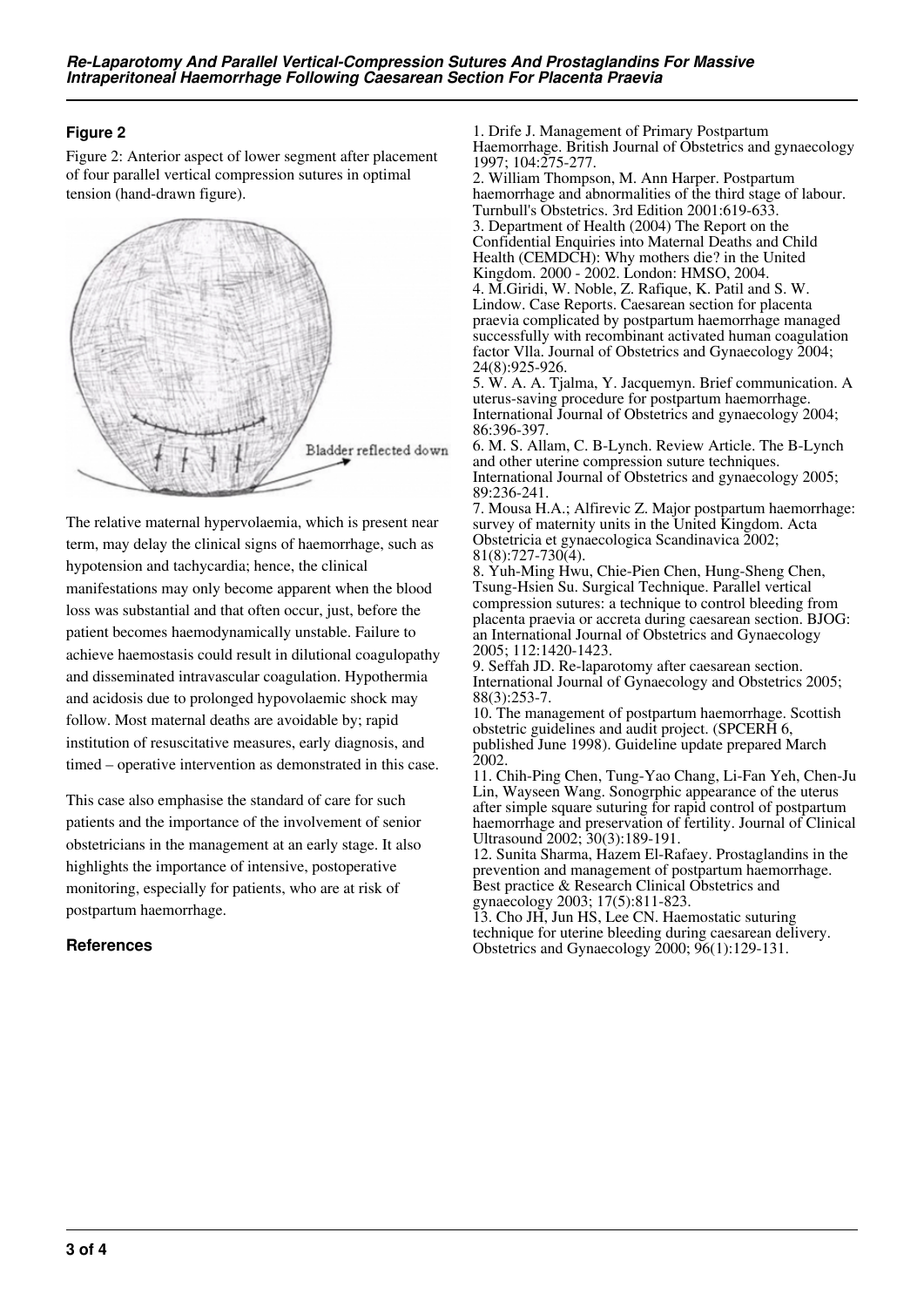### Figure 2

Figure 2: Anterior aspect of lower segment after placement of four parallel vertical compression sutures in optimal tension (hand-drawn figure).

The relative maternal hypervolaemia, which is present near term, may delay the clinical signs of haemorrhage, such as hypotension and tachycardia; hence, the clinical manifestations may only become apparent when the blood loss was substantial and that often occur, just, before the patient becomes haemodynamically unstable. Failure to achieve haemostasis could result in dilutional coagulopathy and disseminated intravascular coagulation. Hypothermia and acidosis due to prolonged hypovolaemic shock may follow. Most maternal deaths are avoidable by; rapid institution of resuscitative measures, early diagnosis, and timed – operative intervention as demonstrated in this case.

This case also emphasise the standard of care for such patients and the importance of the involvement of senior obstetricians in the management at an early stage. It also highlights the importance of intensive, postoperative monitoring, especially for patients, who are at risk of postpartum haemorrhage.

### References

1. Drife J. Management of Primary Postpartum Haemorrhage. British Journal of Obstetrics and gynaecology 1997; 104:275-277.
2. William Thompson, M. Ann Harper. Postpartum haemorrhage and abnormalities of the third stage of labour. Turnbull's Obstetrics. 3rd Edition 2001:619-633.
3. Department of Health (2004) The Report on the Confidential Enquiries into Maternal Deaths and Child Health (CEMDCH): Why mothers die? in the United Kingdom. 2000 - 2002. London: HMSO, 2004.
4. M.Giridi, W. Noble, Z. Rafique, K. Patil and S. W. Lindow. Case Reports. Caesarean section for placenta praevia complicated by postpartum haemorrhage managed successfully with recombinant activated human coagulation factor VIla. Journal of Obstetrics and Gynaecology 2004; 24(8):925-926.
5. W. A. A. Tjalma, Y. Jacquemyn. Brief communication. A uterus-saving procedure for postpartum haemorrhage. International Journal of Obstetrics and gynaecology 2004; 86:396-397.
6. M. S. Allam, C. B-Lynch. Review Article. The B-Lynch and other uterine compression suture techniques. International Journal of Obstetrics and gynaecology 2005; 89:236-241.
7. Mousa H.A.; Alfirevic Z. Major postpartum haemorrhage: survey of maternity units in the United Kingdom. Acta Obstetricia et gynaecologica Scandinavica 2002; 81(8):727-730(4).
8. Yuh-Ming Hwu, Chie-Pien Chen, Hung-Sheng Chen, Tsung-Hsien Su. Surgical Technique. Parallel vertical compression sutures: a technique to control bleeding from placenta praevia or accreta during caesarean section. BJOG: an International Journal of Obstetrics and Gynaecology 2005; 112:1420-1423.
9. Seffah JD. Re-laparotomy after caesarean section. International Journal of Gynaecology and Obstetrics 2005; 88(3):253-7.
10. The management of postpartum haemorrhage. Scottish obstetric guidelines and audit project. (SPCERH 6, published June 1998). Guideline update prepared March 2002.
11. Chih-Ping Chen, Tung-Yao Chang, Li-Fan Yeh, Chen-Ju Lin, Wayseen Wang. Sonogrphic appearance of the uterus after simple square suturing for rapid control of postpartum haemorrhage and preservation of fertility. Journal of Clinical Ultrasound 2002; 30(3):189-191.
12. Sunita Sharma, Hazem El-Rafaey. Prostaglandins in the prevention and management of postpartum haemorrhage. Best practice & Research Clinical Obstetrics and gynaecology 2003; 17(5):811-823.
13. Cho JH, Jun HS, Lee CN. Haemostatic suturing technique for uterine bleeding during caesarean delivery. Obstetrics and Gynaecology 2000; 96(1):129-131.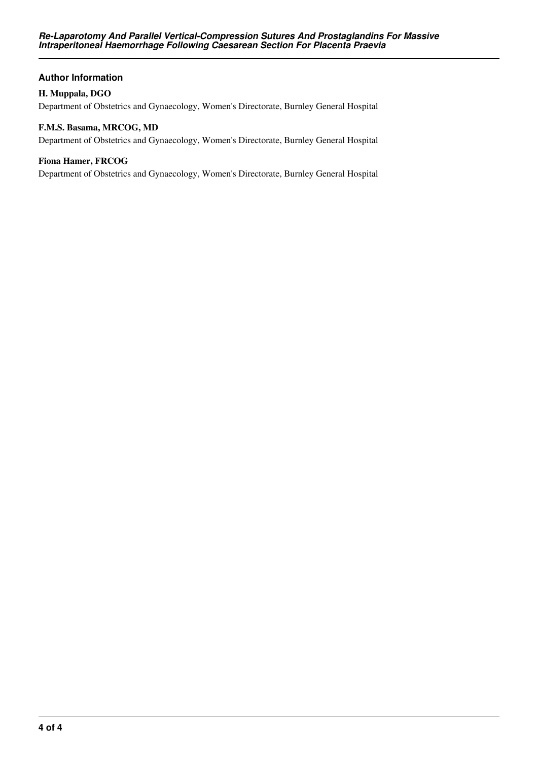## Author Information

**H. Muppala, DGO**
Department of Obstetrics and Gynaecology, Women's Directorate, Burnley General Hospital

**F.M.S. Basama, MRCOG, MD**
Department of Obstetrics and Gynaecology, Women's Directorate, Burnley General Hospital

**Fiona Hamer, FRCOG**
Department of Obstetrics and Gynaecology, Women's Directorate, Burnley General Hospital